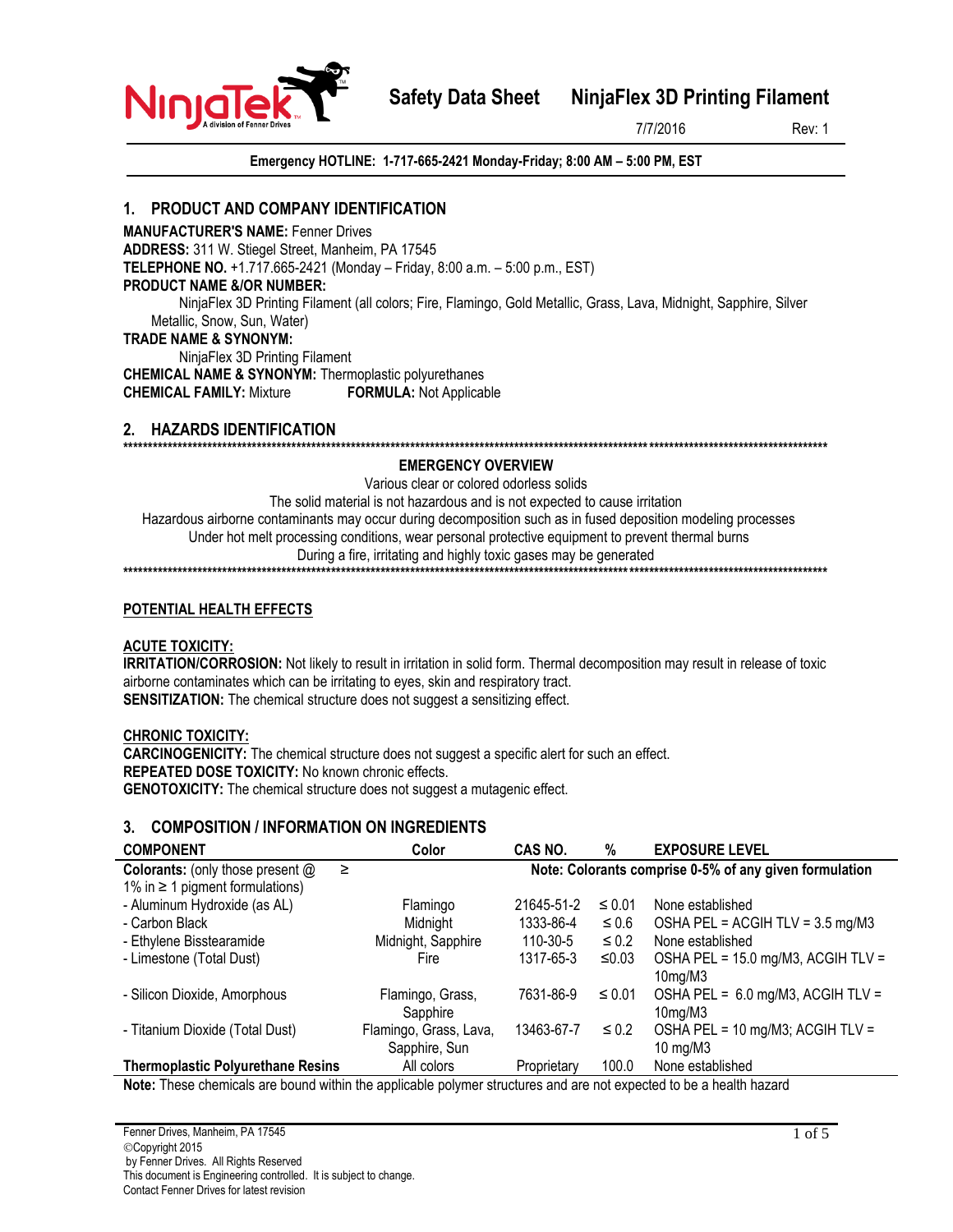# Safety Data Sheet NinjaFlex 3D Printing Filament

7/7/2016 Rev: 1

**Emergency HOTLINE: 1-717-665-2421 Monday-Friday; 8:00 AM – 5:00 PM, EST**

## 1. PRODUCT AND COMPANY IDENTIFICATION

**MANUFACTURER'S NAME:** Fenner Drives
**ADDRESS:** 311 W. Stiegel Street, Manheim, PA 17545
**TELEPHONE NO.** +1.717.665-2421 (Monday – Friday, 8:00 a.m. – 5:00 p.m., EST)
**PRODUCT NAME &/OR NUMBER:**
NinjaFlex 3D Printing Filament (all colors; Fire, Flamingo, Gold Metallic, Grass, Lava, Midnight, Sapphire, Silver Metallic, Snow, Sun, Water)
**TRADE NAME & SYNONYM:**
NinjaFlex 3D Printing Filament
**CHEMICAL NAME & SYNONYM:** Thermoplastic polyurethanes
**CHEMICAL FAMILY:** Mixture **FORMULA:** Not Applicable

## 2. HAZARDS IDENTIFICATION

**EMERGENCY OVERVIEW**

Various clear or colored odorless solids
The solid material is not hazardous and is not expected to cause irritation
Hazardous airborne contaminants may occur during decomposition such as in fused deposition modeling processes
Under hot melt processing conditions, wear personal protective equipment to prevent thermal burns
During a fire, irritating and highly toxic gases may be generated

**POTENTIAL HEALTH EFFECTS**

**ACUTE TOXICITY:**
**IRRITATION/CORROSION:** Not likely to result in irritation in solid form. Thermal decomposition may result in release of toxic airborne contaminates which can be irritating to eyes, skin and respiratory tract.
**SENSITIZATION:** The chemical structure does not suggest a sensitizing effect.

**CHRONIC TOXICITY:**
**CARCINOGENICITY:** The chemical structure does not suggest a specific alert for such an effect.
**REPEATED DOSE TOXICITY:** No known chronic effects.
**GENOTOXICITY:** The chemical structure does not suggest a mutagenic effect.

## 3. COMPOSITION / INFORMATION ON INGREDIENTS

| COMPONENT | Color | CAS NO. | % | EXPOSURE LEVEL |
|---|---|---|---|---|
| **Colorants:** (only those present @ ≥ 1% in ≥ 1 pigment formulations) | | **Note: Colorants comprise 0-5% of any given formulation** | | |
| - Aluminum Hydroxide (as AL) | Flamingo | 21645-51-2 | ≤ 0.01 | None established |
| - Carbon Black | Midnight | 1333-86-4 | ≤ 0.6 | OSHA PEL = ACGIH TLV = 3.5 mg/M3 |
| - Ethylene Bisstearamide | Midnight, Sapphire | 110-30-5 | ≤ 0.2 | None established |
| - Limestone (Total Dust) | Fire | 1317-65-3 | ≤0.03 | OSHA PEL = 15.0 mg/M3, ACGIH TLV = 10mg/M3 |
| - Silicon Dioxide, Amorphous | Flamingo, Grass, Sapphire | 7631-86-9 | ≤ 0.01 | OSHA PEL = 6.0 mg/M3, ACGIH TLV = 10mg/M3 |
| - Titanium Dioxide (Total Dust) | Flamingo, Grass, Lava, Sapphire, Sun | 13463-67-7 | ≤ 0.2 | OSHA PEL = 10 mg/M3; ACGIH TLV = 10 mg/M3 |
| **Thermoplastic Polyurethane Resins** | All colors | Proprietary | 100.0 | None established |

**Note:** These chemicals are bound within the applicable polymer structures and are not expected to be a health hazard

Fenner Drives, Manheim, PA 17545
©Copyright 2015
by Fenner Drives. All Rights Reserved
This document is Engineering controlled. It is subject to change.
Contact Fenner Drives for latest revision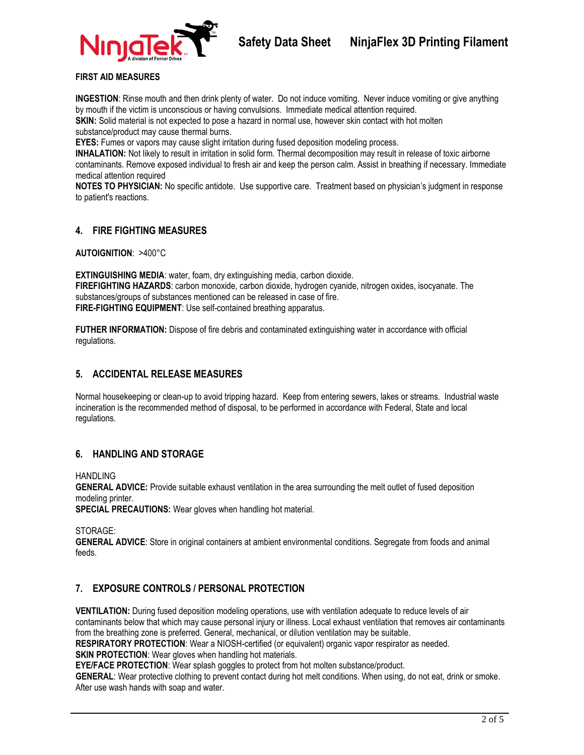**FIRST AID MEASURES**

**INGESTION**: Rinse mouth and then drink plenty of water. Do not induce vomiting. Never induce vomiting or give anything by mouth if the victim is unconscious or having convulsions. Immediate medical attention required.
**SKIN:** Solid material is not expected to pose a hazard in normal use, however skin contact with hot molten substance/product may cause thermal burns.
**EYES:** Fumes or vapors may cause slight irritation during fused deposition modeling process.
**INHALATION:** Not likely to result in irritation in solid form. Thermal decomposition may result in release of toxic airborne contaminants. Remove exposed individual to fresh air and keep the person calm. Assist in breathing if necessary. Immediate medical attention required
**NOTES TO PHYSICIAN:** No specific antidote. Use supportive care. Treatment based on physician's judgment in response to patient's reactions.

## 4. FIRE FIGHTING MEASURES

**AUTOIGNITION**: >400°C

**EXTINGUISHING MEDIA**: water, foam, dry extinguishing media, carbon dioxide.
**FIREFIGHTING HAZARDS**: carbon monoxide, carbon dioxide, hydrogen cyanide, nitrogen oxides, isocyanate. The substances/groups of substances mentioned can be released in case of fire.
**FIRE-FIGHTING EQUIPMENT**: Use self-contained breathing apparatus.

**FUTHER INFORMATION:** Dispose of fire debris and contaminated extinguishing water in accordance with official regulations.

## 5. ACCIDENTAL RELEASE MEASURES

Normal housekeeping or clean-up to avoid tripping hazard. Keep from entering sewers, lakes or streams. Industrial waste incineration is the recommended method of disposal, to be performed in accordance with Federal, State and local regulations.

## 6. HANDLING AND STORAGE

HANDLING
**GENERAL ADVICE:** Provide suitable exhaust ventilation in the area surrounding the melt outlet of fused deposition modeling printer.
**SPECIAL PRECAUTIONS:** Wear gloves when handling hot material.

STORAGE:
**GENERAL ADVICE**: Store in original containers at ambient environmental conditions. Segregate from foods and animal feeds.

## 7. EXPOSURE CONTROLS / PERSONAL PROTECTION

**VENTILATION:** During fused deposition modeling operations, use with ventilation adequate to reduce levels of air contaminants below that which may cause personal injury or illness. Local exhaust ventilation that removes air contaminants from the breathing zone is preferred. General, mechanical, or dilution ventilation may be suitable.
**RESPIRATORY PROTECTION**: Wear a NIOSH-certified (or equivalent) organic vapor respirator as needed.
**SKIN PROTECTION**: Wear gloves when handling hot materials.
**EYE/FACE PROTECTION**: Wear splash goggles to protect from hot molten substance/product.
**GENERAL**: Wear protective clothing to prevent contact during hot melt conditions. When using, do not eat, drink or smoke. After use wash hands with soap and water.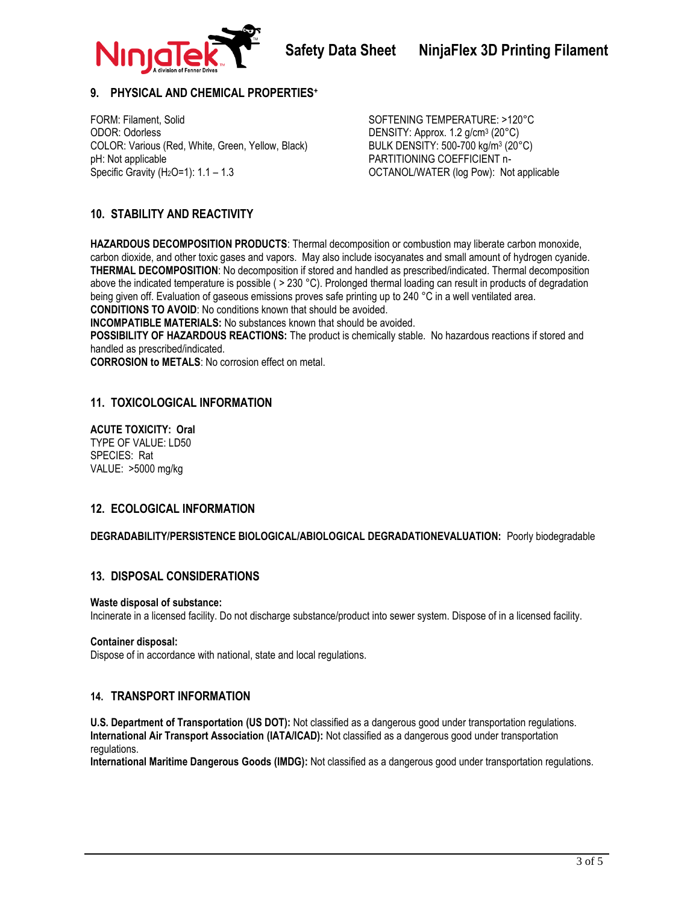## 9. PHYSICAL AND CHEMICAL PROPERTIES+

FORM: Filament, Solid
ODOR: Odorless
COLOR: Various (Red, White, Green, Yellow, Black)
pH: Not applicable
Specific Gravity ($H_2O$=1): 1.1 – 1.3

SOFTENING TEMPERATURE: >120°C
DENSITY: Approx. 1.2 g/cm$^3$ (20°C)
BULK DENSITY: 500-700 kg/m$^3$ (20°C)
PARTITIONING COEFFICIENT n-OCTANOL/WATER (log Pow): Not applicable

## 10. STABILITY AND REACTIVITY

**HAZARDOUS DECOMPOSITION PRODUCTS**: Thermal decomposition or combustion may liberate carbon monoxide, carbon dioxide, and other toxic gases and vapors. May also include isocyanates and small amount of hydrogen cyanide.
**THERMAL DECOMPOSITION**: No decomposition if stored and handled as prescribed/indicated. Thermal decomposition above the indicated temperature is possible ( > 230 °C). Prolonged thermal loading can result in products of degradation being given off. Evaluation of gaseous emissions proves safe printing up to 240 °C in a well ventilated area.
**CONDITIONS TO AVOID**: No conditions known that should be avoided.
**INCOMPATIBLE MATERIALS:** No substances known that should be avoided.
**POSSIBILITY OF HAZARDOUS REACTIONS:** The product is chemically stable. No hazardous reactions if stored and handled as prescribed/indicated.
**CORROSION to METALS**: No corrosion effect on metal.

## 11. TOXICOLOGICAL INFORMATION

**ACUTE TOXICITY: Oral**
TYPE OF VALUE: LD50
SPECIES: Rat
VALUE: >5000 mg/kg

## 12. ECOLOGICAL INFORMATION

**DEGRADABILITY/PERSISTENCE BIOLOGICAL/ABIOLOGICAL DEGRADATIONEVALUATION:** Poorly biodegradable

## 13. DISPOSAL CONSIDERATIONS

**Waste disposal of substance:**
Incinerate in a licensed facility. Do not discharge substance/product into sewer system. Dispose of in a licensed facility.

**Container disposal:**
Dispose of in accordance with national, state and local regulations.

## 14. TRANSPORT INFORMATION

**U.S. Department of Transportation (US DOT):** Not classified as a dangerous good under transportation regulations.
**International Air Transport Association (IATA/ICAD):** Not classified as a dangerous good under transportation regulations.
**International Maritime Dangerous Goods (IMDG):** Not classified as a dangerous good under transportation regulations.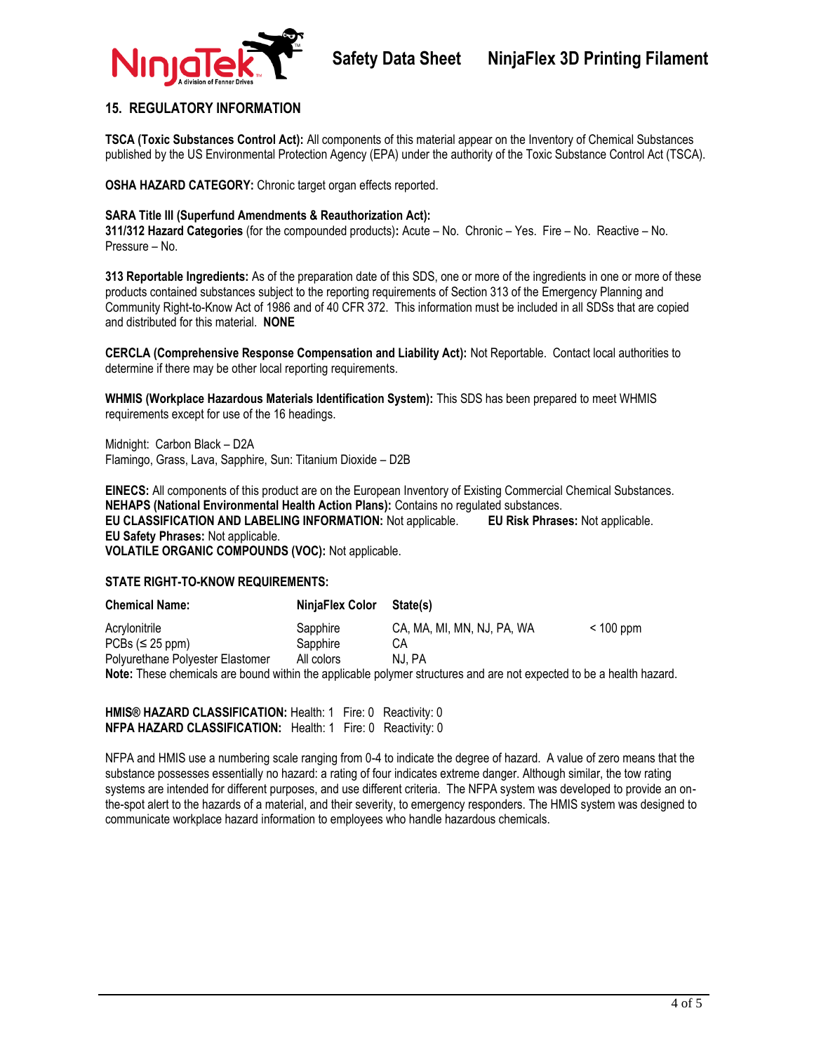## 15. REGULATORY INFORMATION

**TSCA (Toxic Substances Control Act):** All components of this material appear on the Inventory of Chemical Substances published by the US Environmental Protection Agency (EPA) under the authority of the Toxic Substance Control Act (TSCA).

**OSHA HAZARD CATEGORY:** Chronic target organ effects reported.

**SARA Title III (Superfund Amendments & Reauthorization Act):**
**311/312 Hazard Categories** (for the compounded products)**:** Acute – No. Chronic – Yes. Fire – No. Reactive – No. Pressure – No.

**313 Reportable Ingredients:** As of the preparation date of this SDS, one or more of the ingredients in one or more of these products contained substances subject to the reporting requirements of Section 313 of the Emergency Planning and Community Right-to-Know Act of 1986 and of 40 CFR 372. This information must be included in all SDSs that are copied and distributed for this material. **NONE**

**CERCLA (Comprehensive Response Compensation and Liability Act):** Not Reportable. Contact local authorities to determine if there may be other local reporting requirements.

**WHMIS (Workplace Hazardous Materials Identification System):** This SDS has been prepared to meet WHMIS requirements except for use of the 16 headings.

Midnight: Carbon Black – D2A
Flamingo, Grass, Lava, Sapphire, Sun: Titanium Dioxide – D2B

**EINECS:** All components of this product are on the European Inventory of Existing Commercial Chemical Substances.
**NEHAPS (National Environmental Health Action Plans):** Contains no regulated substances.
**EU CLASSIFICATION AND LABELING INFORMATION:** Not applicable. **EU Risk Phrases:** Not applicable.
**EU Safety Phrases:** Not applicable.
**VOLATILE ORGANIC COMPOUNDS (VOC):** Not applicable.

**STATE RIGHT-TO-KNOW REQUIREMENTS:**

| Chemical Name: | NinjaFlex Color | State(s) | |
|---|---|---|---|
| Acrylonitrile | Sapphire | CA, MA, MI, MN, NJ, PA, WA | < 100 ppm |
| PCBs (≤ 25 ppm) | Sapphire | CA | |
| Polyurethane Polyester Elastomer | All colors | NJ, PA | |

**Note:** These chemicals are bound within the applicable polymer structures and are not expected to be a health hazard.

**HMIS® HAZARD CLASSIFICATION:** Health: 1 Fire: 0 Reactivity: 0
**NFPA HAZARD CLASSIFICATION:** Health: 1 Fire: 0 Reactivity: 0

NFPA and HMIS use a numbering scale ranging from 0-4 to indicate the degree of hazard. A value of zero means that the substance possesses essentially no hazard: a rating of four indicates extreme danger. Although similar, the tow rating systems are intended for different purposes, and use different criteria. The NFPA system was developed to provide an on-the-spot alert to the hazards of a material, and their severity, to emergency responders. The HMIS system was designed to communicate workplace hazard information to employees who handle hazardous chemicals.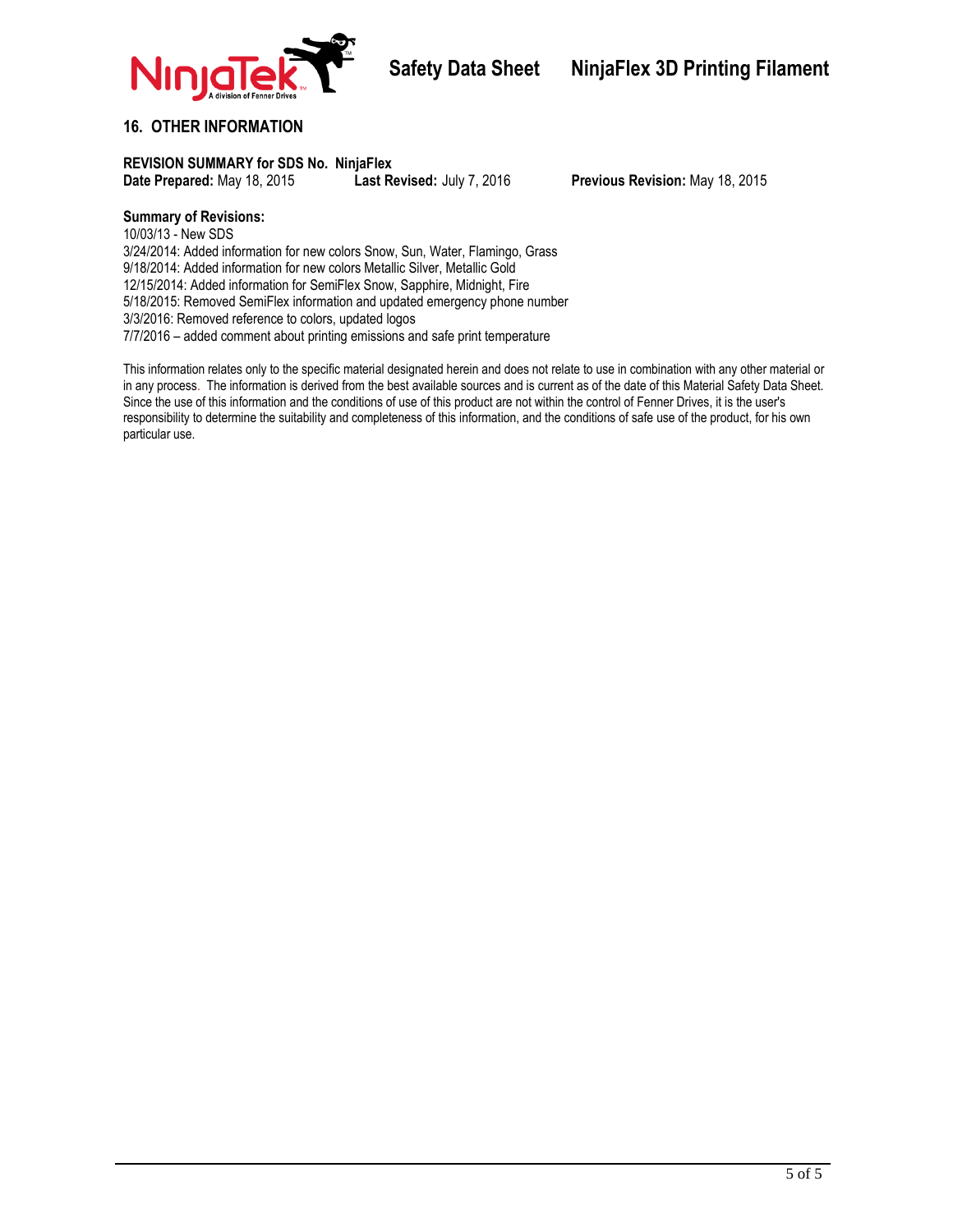## 16. OTHER INFORMATION

**REVISION SUMMARY for SDS No. NinjaFlex**
**Date Prepared:** May 18, 2015 **Last Revised:** July 7, 2016 **Previous Revision:** May 18, 2015

**Summary of Revisions:**
10/03/13 - New SDS
3/24/2014: Added information for new colors Snow, Sun, Water, Flamingo, Grass
9/18/2014: Added information for new colors Metallic Silver, Metallic Gold
12/15/2014: Added information for SemiFlex Snow, Sapphire, Midnight, Fire
5/18/2015: Removed SemiFlex information and updated emergency phone number
3/3/2016: Removed reference to colors, updated logos
7/7/2016 – added comment about printing emissions and safe print temperature

This information relates only to the specific material designated herein and does not relate to use in combination with any other material or in any process. The information is derived from the best available sources and is current as of the date of this Material Safety Data Sheet. Since the use of this information and the conditions of use of this product are not within the control of Fenner Drives, it is the user's responsibility to determine the suitability and completeness of this information, and the conditions of safe use of the product, for his own particular use.